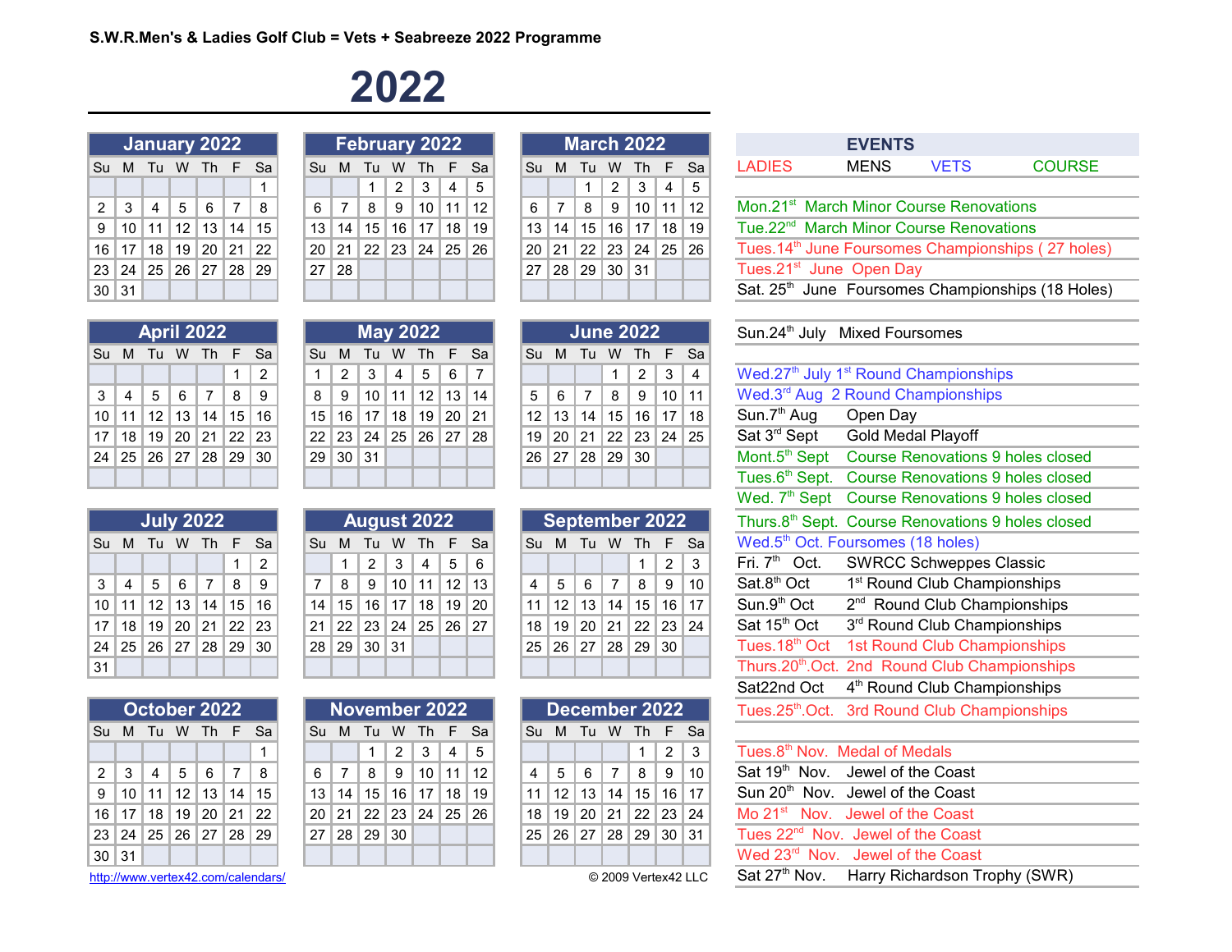S.W.R.Men's & Ladies Golf Club = Vets + Seabreeze 2022 Programme

# 2022

## January 2022

| Su | M | Tu | W | Th | F | Sa |
|---|---|---|---|---|---|---|
| | | | | | | 1 |
| 2 | 3 | 4 | 5 | 6 | 7 | 8 |
| 9 | 10 | 11 | 12 | 13 | 14 | 15 |
| 16 | 17 | 18 | 19 | 20 | 21 | 22 |
| 23 | 24 | 25 | 26 | 27 | 28 | 29 |
| 30 | 31 | | | | | |

## February 2022

| Su | M | Tu | W | Th | F | Sa |
|---|---|---|---|---|---|---|
| | | 1 | 2 | 3 | 4 | 5 |
| 6 | 7 | 8 | 9 | 10 | 11 | 12 |
| 13 | 14 | 15 | 16 | 17 | 18 | 19 |
| 20 | 21 | 22 | 23 | 24 | 25 | 26 |
| 27 | 28 | | | | | |

## March 2022

| Su | M | Tu | W | Th | F | Sa |
|---|---|---|---|---|---|---|
| | | 1 | 2 | 3 | 4 | 5 |
| 6 | 7 | 8 | 9 | 10 | 11 | 12 |
| 13 | 14 | 15 | 16 | 17 | 18 | 19 |
| 20 | 21 | 22 | 23 | 24 | 25 | 26 |
| 27 | 28 | 29 | 30 | 31 | | |

## April 2022

| Su | M | Tu | W | Th | F | Sa |
|---|---|---|---|---|---|---|
| | | | | | 1 | 2 |
| 3 | 4 | 5 | 6 | 7 | 8 | 9 |
| 10 | 11 | 12 | 13 | 14 | 15 | 16 |
| 17 | 18 | 19 | 20 | 21 | 22 | 23 |
| 24 | 25 | 26 | 27 | 28 | 29 | 30 |

## May 2022

| Su | M | Tu | W | Th | F | Sa |
|---|---|---|---|---|---|---|
| 1 | 2 | 3 | 4 | 5 | 6 | 7 |
| 8 | 9 | 10 | 11 | 12 | 13 | 14 |
| 15 | 16 | 17 | 18 | 19 | 20 | 21 |
| 22 | 23 | 24 | 25 | 26 | 27 | 28 |
| 29 | 30 | 31 | | | | |

## June 2022

| Su | M | Tu | W | Th | F | Sa |
|---|---|---|---|---|---|---|
| | | | 1 | 2 | 3 | 4 |
| 5 | 6 | 7 | 8 | 9 | 10 | 11 |
| 12 | 13 | 14 | 15 | 16 | 17 | 18 |
| 19 | 20 | 21 | 22 | 23 | 24 | 25 |
| 26 | 27 | 28 | 29 | 30 | | |

## July 2022

| Su | M | Tu | W | Th | F | Sa |
|---|---|---|---|---|---|---|
| | | | | | 1 | 2 |
| 3 | 4 | 5 | 6 | 7 | 8 | 9 |
| 10 | 11 | 12 | 13 | 14 | 15 | 16 |
| 17 | 18 | 19 | 20 | 21 | 22 | 23 |
| 24 | 25 | 26 | 27 | 28 | 29 | 30 |
| 31 | | | | | | |

## August 2022

| Su | M | Tu | W | Th | F | Sa |
|---|---|---|---|---|---|---|
| | 1 | 2 | 3 | 4 | 5 | 6 |
| 7 | 8 | 9 | 10 | 11 | 12 | 13 |
| 14 | 15 | 16 | 17 | 18 | 19 | 20 |
| 21 | 22 | 23 | 24 | 25 | 26 | 27 |
| 28 | 29 | 30 | 31 | | | |

## September 2022

| Su | M | Tu | W | Th | F | Sa |
|---|---|---|---|---|---|---|
| | | | | 1 | 2 | 3 |
| 4 | 5 | 6 | 7 | 8 | 9 | 10 |
| 11 | 12 | 13 | 14 | 15 | 16 | 17 |
| 18 | 19 | 20 | 21 | 22 | 23 | 24 |
| 25 | 26 | 27 | 28 | 29 | 30 | |

## October 2022

| Su | M | Tu | W | Th | F | Sa |
|---|---|---|---|---|---|---|
| | | | | | | 1 |
| 2 | 3 | 4 | 5 | 6 | 7 | 8 |
| 9 | 10 | 11 | 12 | 13 | 14 | 15 |
| 16 | 17 | 18 | 19 | 20 | 21 | 22 |
| 23 | 24 | 25 | 26 | 27 | 28 | 29 |
| 30 | 31 | | | | | |

## November 2022

| Su | M | Tu | W | Th | F | Sa |
|---|---|---|---|---|---|---|
| | | 1 | 2 | 3 | 4 | 5 |
| 6 | 7 | 8 | 9 | 10 | 11 | 12 |
| 13 | 14 | 15 | 16 | 17 | 18 | 19 |
| 20 | 21 | 22 | 23 | 24 | 25 | 26 |
| 27 | 28 | 29 | 30 | | | |

## December 2022

| Su | M | Tu | W | Th | F | Sa |
|---|---|---|---|---|---|---|
| | | | | 1 | 2 | 3 |
| 4 | 5 | 6 | 7 | 8 | 9 | 10 |
| 11 | 12 | 13 | 14 | 15 | 16 | 17 |
| 18 | 19 | 20 | 21 | 22 | 23 | 24 |
| 25 | 26 | 27 | 28 | 29 | 30 | 31 |

http://www.vertex42.com/calendars/

© 2009 Vertex42 LLC

## EVENTS

LADIES MENS VETS COURSE

- Mon.21st March Minor Course Renovations
- Tue.22nd March Minor Course Renovations
- Tues.14th June Foursomes Championships ( 27 holes)
- Tues.21st June Open Day
- Sat. 25th June Foursomes Championships (18 Holes)
- Sun.24th July Mixed Foursomes
- Wed.27th July 1st Round Championships
- Wed.3rd Aug 2 Round Championships
- Sun.7th Aug Open Day
- Sat 3rd Sept Gold Medal Playoff
- Mont.5th Sept Course Renovations 9 holes closed
- Tues.6th Sept. Course Renovations 9 holes closed
- Wed. 7th Sept Course Renovations 9 holes closed
- Thurs.8th Sept. Course Renovations 9 holes closed
- Wed.5th Oct. Foursomes (18 holes)
- Fri. 7th Oct. SWRCC Schweppes Classic
- Sat.8th Oct 1st Round Club Championships
- Sun.9th Oct 2nd Round Club Championships
- Sat 15th Oct 3rd Round Club Championships
- Tues.18th Oct 1st Round Club Championships
- Thurs.20th.Oct. 2nd Round Club Championships
- Sat22nd Oct 4th Round Club Championships
- Tues.25th.Oct. 3rd Round Club Championships
- Tues.8th Nov. Medal of Medals
- Sat 19th Nov. Jewel of the Coast
- Sun 20th Nov. Jewel of the Coast
- Mo 21st Nov. Jewel of the Coast
- Tues 22nd Nov. Jewel of the Coast
- Wed 23rd Nov. Jewel of the Coast
- Sat 27th Nov. Harry Richardson Trophy (SWR)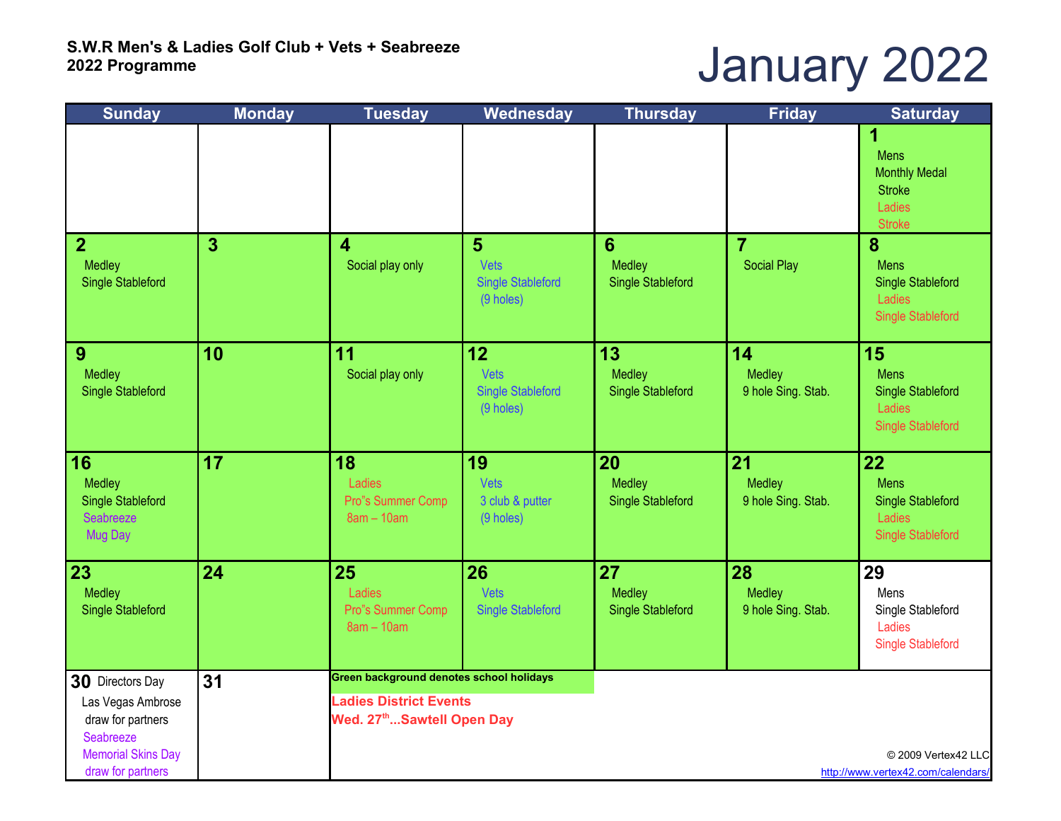**S.W.R Men's & Ladies Golf Club + Vets + Seabreeze**
**2022 Programme**

# January 2022

| Sunday | Monday | Tuesday | Wednesday | Thursday | Friday | Saturday |
|---|---|---|---|---|---|---|
| | | | | | | **1** Mens Monthly Medal Stroke Ladies Stroke |
| **2** Medley Single Stableford | **3** | **4** Social play only | **5** Vets Single Stableford (9 holes) | **6** Medley Single Stableford | **7** Social Play | **8** Mens Single Stableford Ladies Single Stableford |
| **9** Medley Single Stableford | **10** | **11** Social play only | **12** Vets Single Stableford (9 holes) | **13** Medley Single Stableford | **14** Medley 9 hole Sing. Stab. | **15** Mens Single Stableford Ladies Single Stableford |
| **16** Medley Single Stableford Seabreeze Mug Day | **17** | **18** Ladies Pro"s Summer Comp 8am – 10am | **19** Vets 3 club & putter (9 holes) | **20** Medley Single Stableford | **21** Medley 9 hole Sing. Stab. | **22** Mens Single Stableford Ladies Single Stableford |
| **23** Medley Single Stableford | **24** | **25** Ladies Pro"s Summer Comp 8am – 10am | **26** Vets Single Stableford | **27** Medley Single Stableford | **28** Medley 9 hole Sing. Stab. | **29** Mens Single Stableford Ladies Single Stableford |
| **30** Directors Day Las Vegas Ambrose draw for partners Seabreeze Memorial Skins Day draw for partners | **31** | | | | | |

Green background denotes school holidays

**Ladies District Events**
**Wed. 27th...Sawtell Open Day**

© 2009 Vertex42 LLC
http://www.vertex42.com/calendars/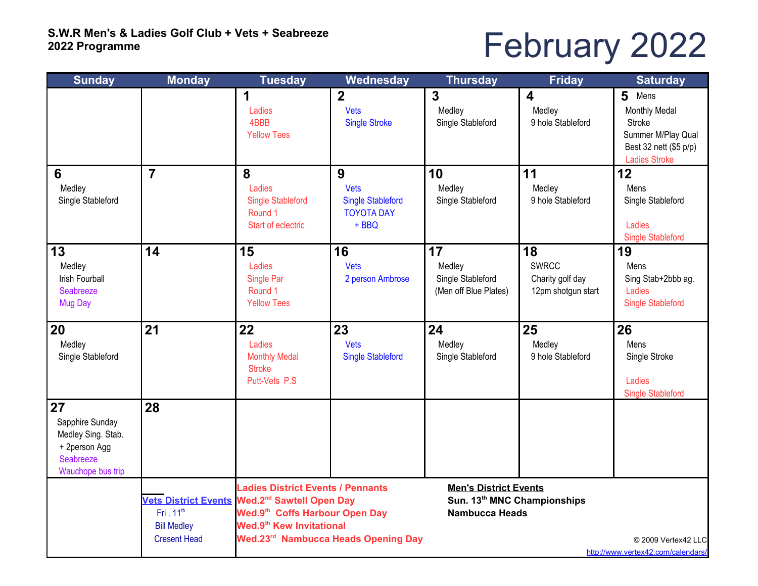**S.W.R Men's & Ladies Golf Club + Vets + Seabreeze**
**2022 Programme**

# February 2022

| Sunday | Monday | Tuesday | Wednesday | Thursday | Friday | Saturday |
|---|---|---|---|---|---|---|
| | | **1** Ladies 4BBB Yellow Tees | **2** Vets Single Stroke | **3** Medley Single Stableford | **4** Medley 9 hole Stableford | **5** Mens Monthly Medal Stroke Summer M/Play Qual Best 32 nett ($5 p/p) Ladies Stroke |
| **6** Medley Single Stableford | **7** | **8** Ladies Single Stableford Round 1 Start of eclectric | **9** Vets Single Stableford TOYOTA DAY + BBQ | **10** Medley Single Stableford | **11** Medley 9 hole Stableford | **12** Mens Single Stableford Ladies Single Stableford |
| **13** Medley Irish Fourball Seabreeze Mug Day | **14** | **15** Ladies Single Par Round 1 Yellow Tees | **16** Vets 2 person Ambrose | **17** Medley Single Stableford (Men off Blue Plates) | **18** SWRCC Charity golf day 12pm shotgun start | **19** Mens Sing Stab+2bbb ag. Ladies Single Stableford |
| **20** Medley Single Stableford | **21** | **22** Ladies Monthly Medal Stroke Putt-Vets P.S | **23** Vets Single Stableford | **24** Medley Single Stableford | **25** Medley 9 hole Stableford | **26** Mens Single Stroke Ladies Single Stableford |
| **27** Sapphire Sunday Medley Sing. Stab. + 2person Agg Seabreeze Wauchope bus trip | **28** | | | | | |

**Vets District Events**
Fri . 11th
Bill Medley
Cresent Head

**Ladies District Events / Pennants**
**Wed.2nd Sawtell Open Day**
**Wed.9th Coffs Harbour Open Day**
**Wed.9th Kew Invitational**
**Wed.23rd Nambucca Heads Opening Day**

**Men's District Events**
**Sun. 13th MNC Championships**
**Nambucca Heads**

© 2009 Vertex42 LLC
http://www.vertex42.com/calendars/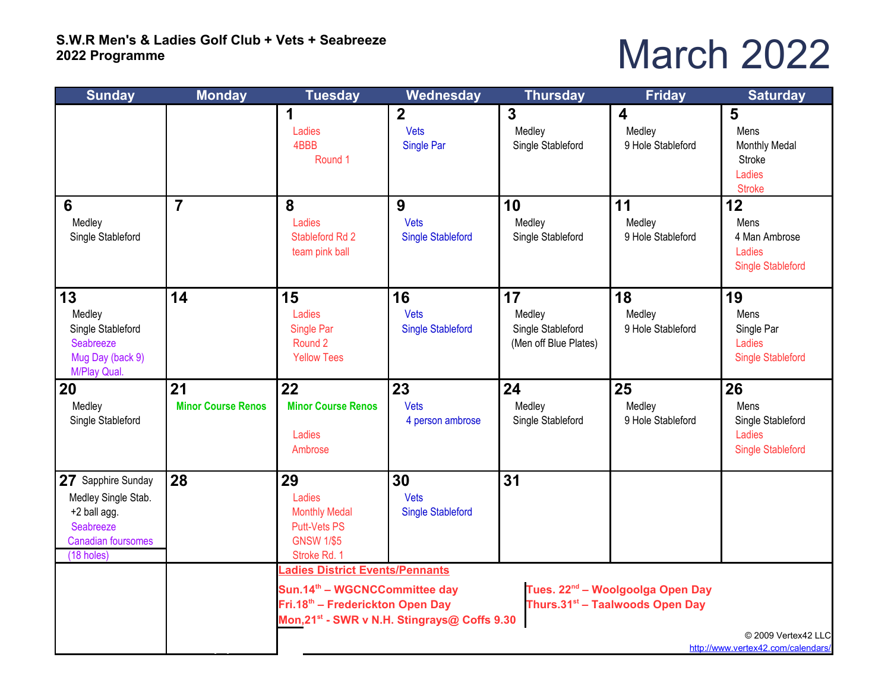**S.W.R Men's & Ladies Golf Club + Vets + Seabreeze**
**2022 Programme**

# March 2022

| Sunday | Monday | Tuesday | Wednesday | Thursday | Friday | Saturday |
|---|---|---|---|---|---|---|
| | | **1** Ladies 4BBB Round 1 | **2** Vets Single Par | **3** Medley Single Stableford | **4** Medley 9 Hole Stableford | **5** Mens Monthly Medal Stroke Ladies Stroke |
| **6** Medley Single Stableford | **7** | **8** Ladies Stableford Rd 2 team pink ball | **9** Vets Single Stableford | **10** Medley Single Stableford | **11** Medley 9 Hole Stableford | **12** Mens 4 Man Ambrose Ladies Single Stableford |
| **13** Medley Single Stableford Seabreeze Mug Day (back 9) M/Play Qual. | **14** | **15** Ladies Single Par Round 2 Yellow Tees | **16** Vets Single Stableford | **17** Medley Single Stableford (Men off Blue Plates) | **18** Medley 9 Hole Stableford | **19** Mens Single Par Ladies Single Stableford |
| **20** Medley Single Stableford | **21** Minor Course Renos | **22** Minor Course Renos Ladies Ambrose | **23** Vets 4 person ambrose | **24** Medley Single Stableford | **25** Medley 9 Hole Stableford | **26** Mens Single Stableford Ladies Single Stableford |
| **27** Sapphire Sunday Medley Single Stab. +2 ball agg. Seabreeze Canadian foursomes (18 holes) | **28** | **29** Ladies Monthly Medal Putt-Vets PS GNSW 1/$5 Stroke Rd. 1 | **30** Vets Single Stableford | **31** | | |

**Ladies District Events/Pennants**

**Sun.14th – WGCNCCommittee day**
**Fri.18th – Frederickton Open Day**
**Mon,21st - SWR v N.H. Stingrays@ Coffs 9.30**
**Tues. 22nd – Woolgoolga Open Day**
**Thurs.31st – Taalwoods Open Day**

© 2009 Vertex42 LLC
http://www.vertex42.com/calendars/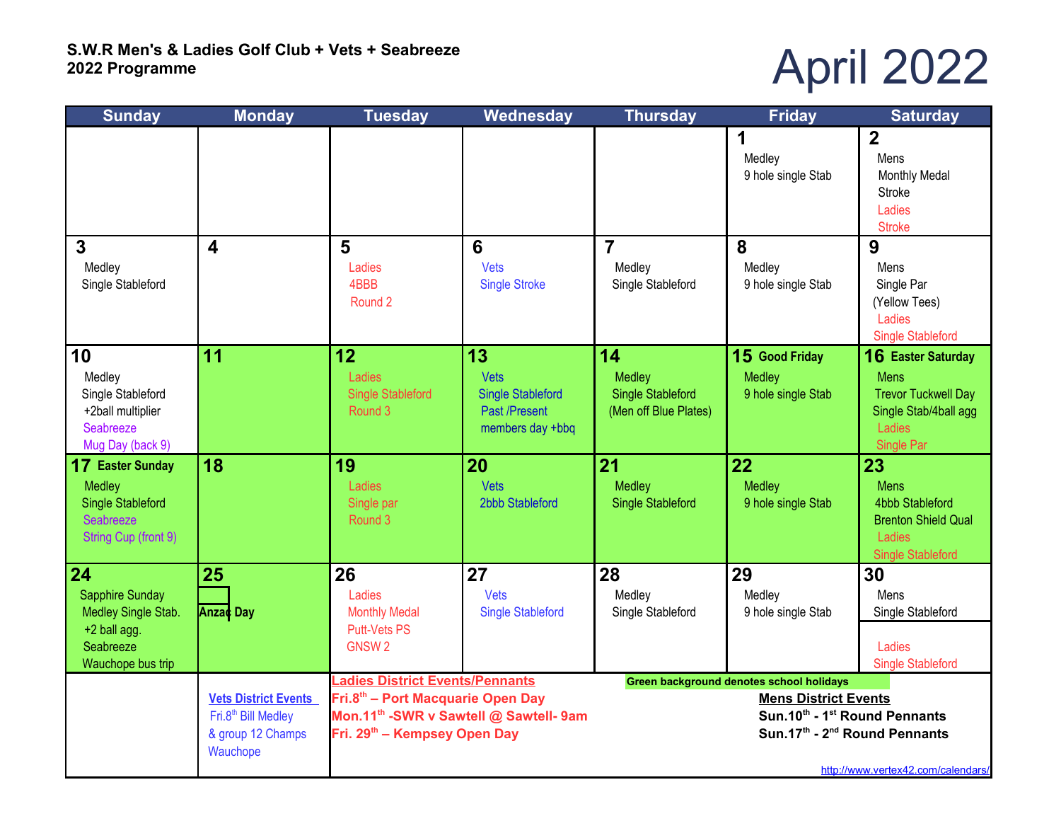**S.W.R Men's & Ladies Golf Club + Vets + Seabreeze**
**2022 Programme**

# April 2022

| Sunday | Monday | Tuesday | Wednesday | Thursday | Friday | Saturday |
|---|---|---|---|---|---|---|
| | | | | | **1** Medley 9 hole single Stab | **2** Mens Monthly Medal Stroke Ladies Stroke |
| **3** Medley Single Stableford | **4** | **5** Ladies 4BBB Round 2 | **6** Vets Single Stroke | **7** Medley Single Stableford | **8** Medley 9 hole single Stab | **9** Mens Single Par (Yellow Tees) Ladies Single Stableford |
| **10** Medley Single Stableford +2ball multiplier Seabreeze Mug Day (back 9) | **11** | **12** Ladies Single Stableford Round 3 | **13** Vets Single Stableford Past /Present members day +bbq | **14** Medley Single Stableford (Men off Blue Plates) | **15 Good Friday** Medley 9 hole single Stab | **16 Easter Saturday** Mens Trevor Tuckwell Day Single Stab/4ball agg Ladies Single Par |
| **17 Easter Sunday** Medley Single Stableford Seabreeze String Cup (front 9) | **18** | **19** Ladies Single par Round 3 | **20** Vets 2bbb Stableford | **21** Medley Single Stableford | **22** Medley 9 hole single Stab | **23** Mens 4bbb Stableford Brenton Shield Qual Ladies Single Stableford |
| **24** Sapphire Sunday Medley Single Stab. +2 ball agg. Seabreeze Wauchope bus trip | **25** Anzac Day | **26** Ladies Monthly Medal Putt-Vets PS GNSW 2 | **27** Vets Single Stableford | **28** Medley Single Stableford | **29** Medley 9 hole single Stab | **30** Mens Single Stableford / Ladies Single Stableford |

Green background denotes school holidays

**Vets District Events**
Fri.8th Bill Medley & group 12 Champs Wauchope

**Ladies District Events/Pennants**
**Fri.8th – Port Macquarie Open Day**
**Mon.11th -SWR v Sawtell @ Sawtell- 9am**
**Fri. 29th – Kempsey Open Day**

**Mens District Events**
**Sun.10th - 1st Round Pennants**
**Sun.17th - 2nd Round Pennants**

http://www.vertex42.com/calendars/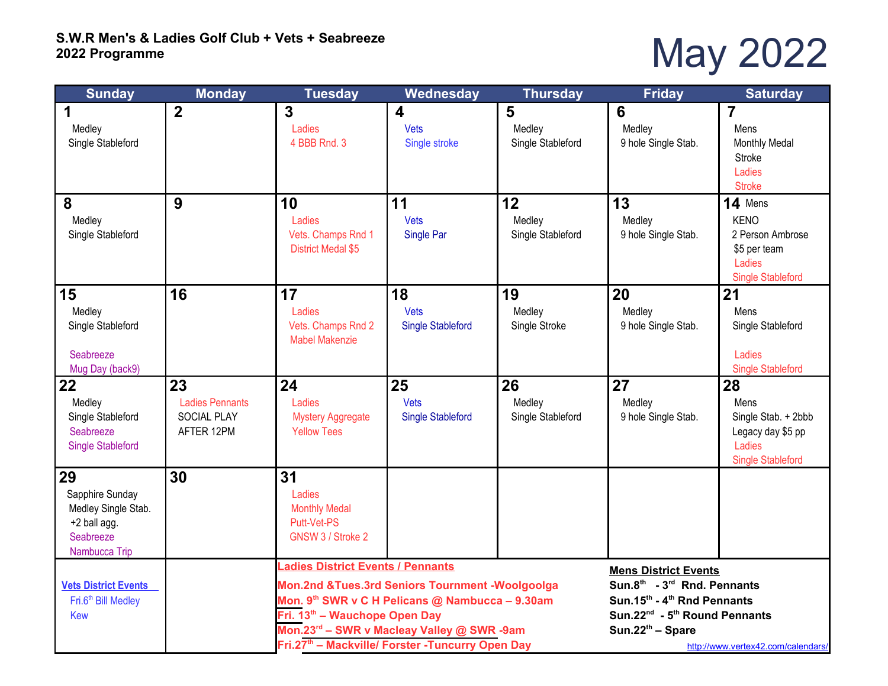**S.W.R Men's & Ladies Golf Club + Vets + Seabreeze**
**2022 Programme**

# May 2022

| Sunday | Monday | Tuesday | Wednesday | Thursday | Friday | Saturday |
|---|---|---|---|---|---|---|
| **1** Medley Single Stableford | **2** | **3** Ladies 4 BBB Rnd. 3 | **4** Vets Single stroke | **5** Medley Single Stableford | **6** Medley 9 hole Single Stab. | **7** Mens Monthly Medal Stroke Ladies Stroke |
| **8** Medley Single Stableford | **9** | **10** Ladies Vets. Champs Rnd 1 District Medal $5 | **11** Vets Single Par | **12** Medley Single Stableford | **13** Medley 9 hole Single Stab. | **14** Mens KENO 2 Person Ambrose $5 per team Ladies Single Stableford |
| **15** Medley Single Stableford Seabreeze Mug Day (back9) | **16** | **17** Ladies Vets. Champs Rnd 2 Mabel Makenzie | **18** Vets Single Stableford | **19** Medley Single Stroke | **20** Medley 9 hole Single Stab. | **21** Mens Single Stableford Ladies Single Stableford |
| **22** Medley Single Stableford Seabreeze Single Stableford | **23** Ladies Pennants SOCIAL PLAY AFTER 12PM | **24** Ladies Mystery Aggregate Yellow Tees | **25** Vets Single Stableford | **26** Medley Single Stableford | **27** Medley 9 hole Single Stab. | **28** Mens Single Stab. + 2bbb Legacy day $5 pp Ladies Single Stableford |
| **29** Sapphire Sunday Medley Single Stab. +2 ball agg. Seabreeze Nambucca Trip | **30** | **31** Ladies Monthly Medal Putt-Vet-PS GNSW 3 / Stroke 2 | | | | |

**Vets District Events**

Fri.6th Bill Medley Kew

**Ladies District Events / Pennants**

**Mon.2nd &Tues.3rd Seniors Tournment -Woolgoolga**
**Mon. 9th SWR v C H Pelicans @ Nambucca – 9.30am**
**Fri. 13th – Wauchope Open Day**
**Mon.23rd – SWR v Macleay Valley @ SWR -9am**
**Fri.27th – Mackville/ Forster -Tuncurry Open Day**

**Mens District Events**

**Sun.8th - 3rd Rnd. Pennants**
**Sun.15th - 4th Rnd Pennants**
**Sun.22nd - 5th Round Pennants**
**Sun.22th – Spare**

http://www.vertex42.com/calendars/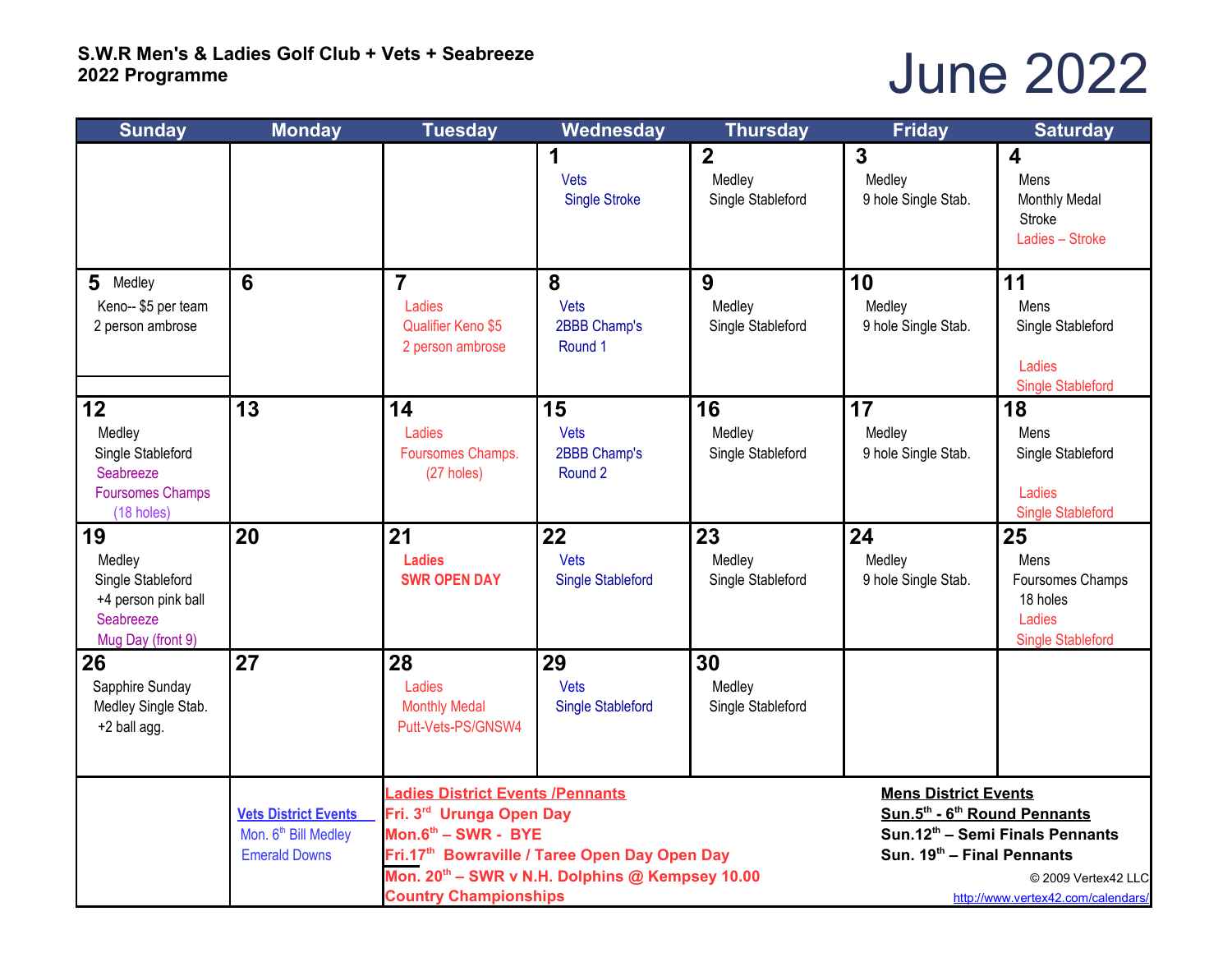**S.W.R Men's & Ladies Golf Club + Vets + Seabreeze**
**2022 Programme**

# June 2022

| Sunday | Monday | Tuesday | Wednesday | Thursday | Friday | Saturday |
|---|---|---|---|---|---|---|
| | | | **1** Vets Single Stroke | **2** Medley Single Stableford | **3** Medley 9 hole Single Stab. | **4** Mens Monthly Medal Stroke Ladies – Stroke |
| **5** Medley Keno-- $5 per team 2 person ambrose | **6** | **7** Ladies Qualifier Keno $5 2 person ambrose | **8** Vets 2BBB Champ's Round 1 | **9** Medley Single Stableford | **10** Medley 9 hole Single Stab. | **11** Mens Single Stableford Ladies Single Stableford |
| **12** Medley Single Stableford Seabreeze Foursomes Champs (18 holes) | **13** | **14** Ladies Foursomes Champs. (27 holes) | **15** Vets 2BBB Champ's Round 2 | **16** Medley Single Stableford | **17** Medley 9 hole Single Stab. | **18** Mens Single Stableford Ladies Single Stableford |
| **19** Medley Single Stableford +4 person pink ball Seabreeze Mug Day (front 9) | **20** | **21** Ladies **SWR OPEN DAY** | **22** Vets Single Stableford | **23** Medley Single Stableford | **24** Medley 9 hole Single Stab. | **25** Mens Foursomes Champs 18 holes Ladies Single Stableford |
| **26** Sapphire Sunday Medley Single Stab. +2 ball agg. | **27** | **28** Ladies Monthly Medal Putt-Vets-PS/GNSW4 | **29** Vets Single Stableford | **30** Medley Single Stableford | | |

**Vets District Events**
Mon. 6th Bill Medley
Emerald Downs

**Ladies District Events /Pennants**
**Fri. 3rd Urunga Open Day**
**Mon.6th – SWR - BYE**
**Fri.17th Bowraville / Taree Open Day Open Day**
**Mon. 20th – SWR v N.H. Dolphins @ Kempsey 10.00**
**Country Championships**

**Mens District Events**
**Sun.5th - 6th Round Pennants**
**Sun.12th – Semi Finals Pennants**
**Sun. 19th – Final Pennants**

© 2009 Vertex42 LLC
http://www.vertex42.com/calendars/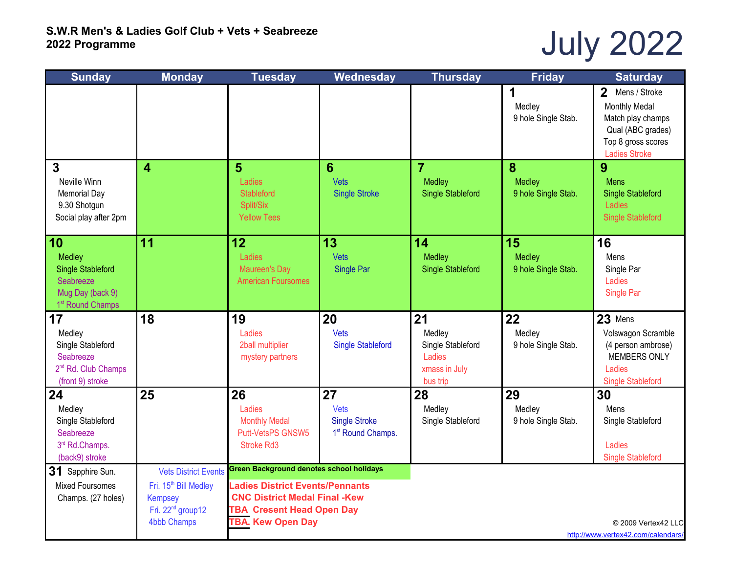**S.W.R Men's & Ladies Golf Club + Vets + Seabreeze**
**2022 Programme**

# July 2022

| Sunday | Monday | Tuesday | Wednesday | Thursday | Friday | Saturday |
|---|---|---|---|---|---|---|
| | | | | | **1** Medley 9 hole Single Stab. | **2** Mens / Stroke Monthly Medal Match play champs Qual (ABC grades) Top 8 gross scores Ladies Stroke |
| **3** Neville Winn Memorial Day 9.30 Shotgun Social play after 2pm | **4** | **5** Ladies Stableford Split/Six Yellow Tees | **6** Vets Single Stroke | **7** Medley Single Stableford | **8** Medley 9 hole Single Stab. | **9** Mens Single Stableford Ladies Single Stableford |
| **10** Medley Single Stableford Seabreeze Mug Day (back 9) 1st Round Champs | **11** | **12** Ladies Maureen's Day American Foursomes | **13** Vets Single Par | **14** Medley Single Stableford | **15** Medley 9 hole Single Stab. | **16** Mens Single Par Ladies Single Par |
| **17** Medley Single Stableford Seabreeze 2nd Rd. Club Champs (front 9) stroke | **18** | **19** Ladies 2ball multiplier mystery partners | **20** Vets Single Stableford | **21** Medley Single Stableford Ladies xmass in July bus trip | **22** Medley 9 hole Single Stab. | **23** Mens Volswagon Scramble (4 person ambrose) MEMBERS ONLY Ladies Single Stableford |
| **24** Medley Single Stableford Seabreeze 3rd Rd.Champs. (back9) stroke | **25** | **26** Ladies Monthly Medal Putt-VetsPS GNSW5 Stroke Rd3 | **27** Vets Single Stroke 1st Round Champs. | **28** Medley Single Stableford | **29** Medley 9 hole Single Stab. | **30** Mens Single Stableford Ladies Single Stableford |
| **31** Sapphire Sun. Mixed Foursomes Champs. (27 holes) | Vets District Events Fri. 15th Bill Medley Kempsey Fri. 22nd group12 4bbb Champs | | | | | |

**Green Background denotes school holidays**

**Ladies District Events/Pennants**

**CNC District Medal Final -Kew**

**TBA Cresent Head Open Day**

**TBA. Kew Open Day**

© 2009 Vertex42 LLC
http://www.vertex42.com/calendars/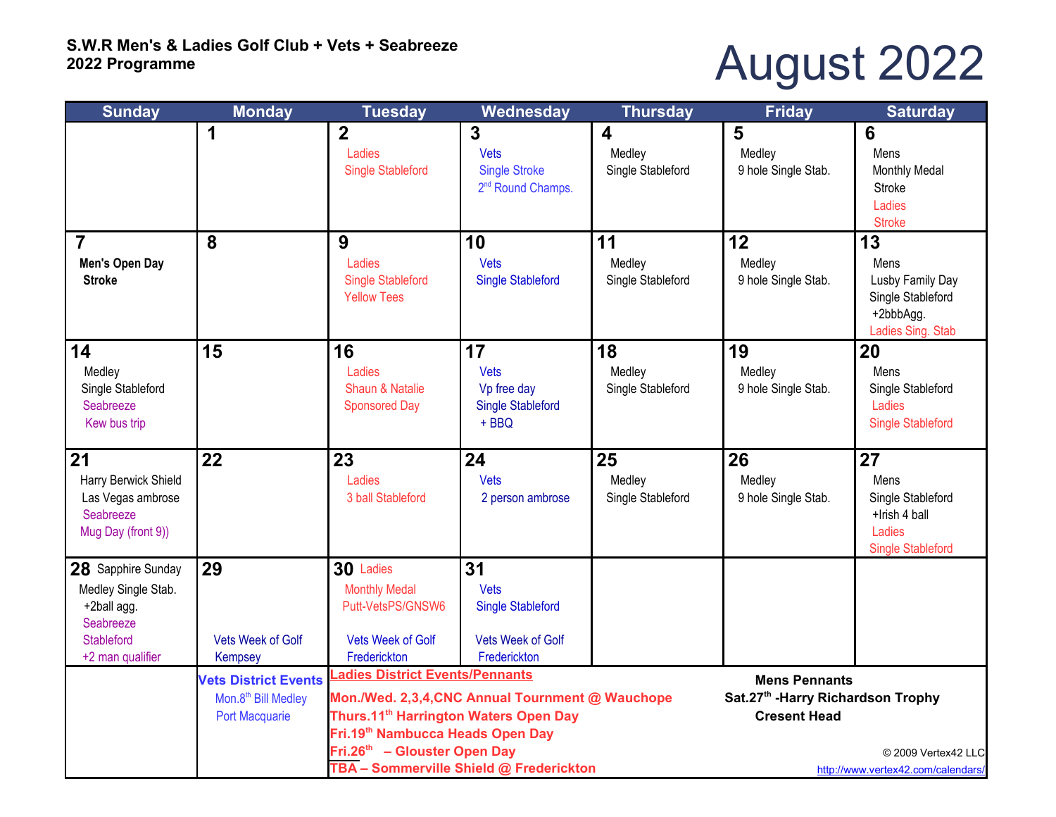**S.W.R Men's & Ladies Golf Club + Vets + Seabreeze**
**2022 Programme**

# August 2022

| Sunday | Monday | Tuesday | Wednesday | Thursday | Friday | Saturday |
|---|---|---|---|---|---|---|
| | **1** | **2**<br>Ladies<br>Single Stableford | **3**<br>Vets<br>Single Stroke<br>2nd Round Champs. | **4**<br>Medley<br>Single Stableford | **5**<br>Medley<br>9 hole Single Stab. | **6**<br>Mens<br>Monthly Medal<br>Stroke<br>Ladies<br>Stroke |
| **7**<br>**Men's Open Day**<br>**Stroke** | **8** | **9**<br>Ladies<br>Single Stableford<br>Yellow Tees | **10**<br>Vets<br>Single Stableford | **11**<br>Medley<br>Single Stableford | **12**<br>Medley<br>9 hole Single Stab. | **13**<br>Mens<br>Lusby Family Day<br>Single Stableford<br>+2bbbAgg.<br>Ladies Sing. Stab |
| **14**<br>Medley<br>Single Stableford<br>Seabreeze<br>Kew bus trip | **15** | **16**<br>Ladies<br>Shaun & Natalie<br>Sponsored Day | **17**<br>Vets<br>Vp free day<br>Single Stableford<br>+ BBQ | **18**<br>Medley<br>Single Stableford | **19**<br>Medley<br>9 hole Single Stab. | **20**<br>Mens<br>Single Stableford<br>Ladies<br>Single Stableford |
| **21**<br>Harry Berwick Shield<br>Las Vegas ambrose<br>Seabreeze<br>Mug Day (front 9)) | **22** | **23**<br>Ladies<br>3 ball Stableford | **24**<br>Vets<br>2 person ambrose | **25**<br>Medley<br>Single Stableford | **26**<br>Medley<br>9 hole Single Stab. | **27**<br>Mens<br>Single Stableford<br>+Irish 4 ball<br>Ladies<br>Single Stableford |
| **28** Sapphire Sunday<br>Medley Single Stab.<br>+2ball agg.<br>Seabreeze<br>Stableford<br>+2 man qualifier | **29**<br>Vets Week of Golf<br>Kempsey | **30** Ladies<br>Monthly Medal<br>Putt-VetsPS/GNSW6<br>Vets Week of Golf<br>Frederickton | **31**<br>Vets<br>Single Stableford<br>Vets Week of Golf<br>Frederickton | | | |

**Vets District Events**
Mon.8th Bill Medley
Port Macquarie

**Ladies District Events/Pennants**
**Mon./Wed. 2,3,4,CNC Annual Tournment @ Wauchope**
**Thurs.11th Harrington Waters Open Day**
**Fri.19th Nambucca Heads Open Day**
**Fri.26th – Glouster Open Day**
**TBA – Sommerville Shield @ Frederickton**

**Mens Pennants**
**Sat.27th -Harry Richardson Trophy**
**Cresent Head**

© 2009 Vertex42 LLC
http://www.vertex42.com/calendars/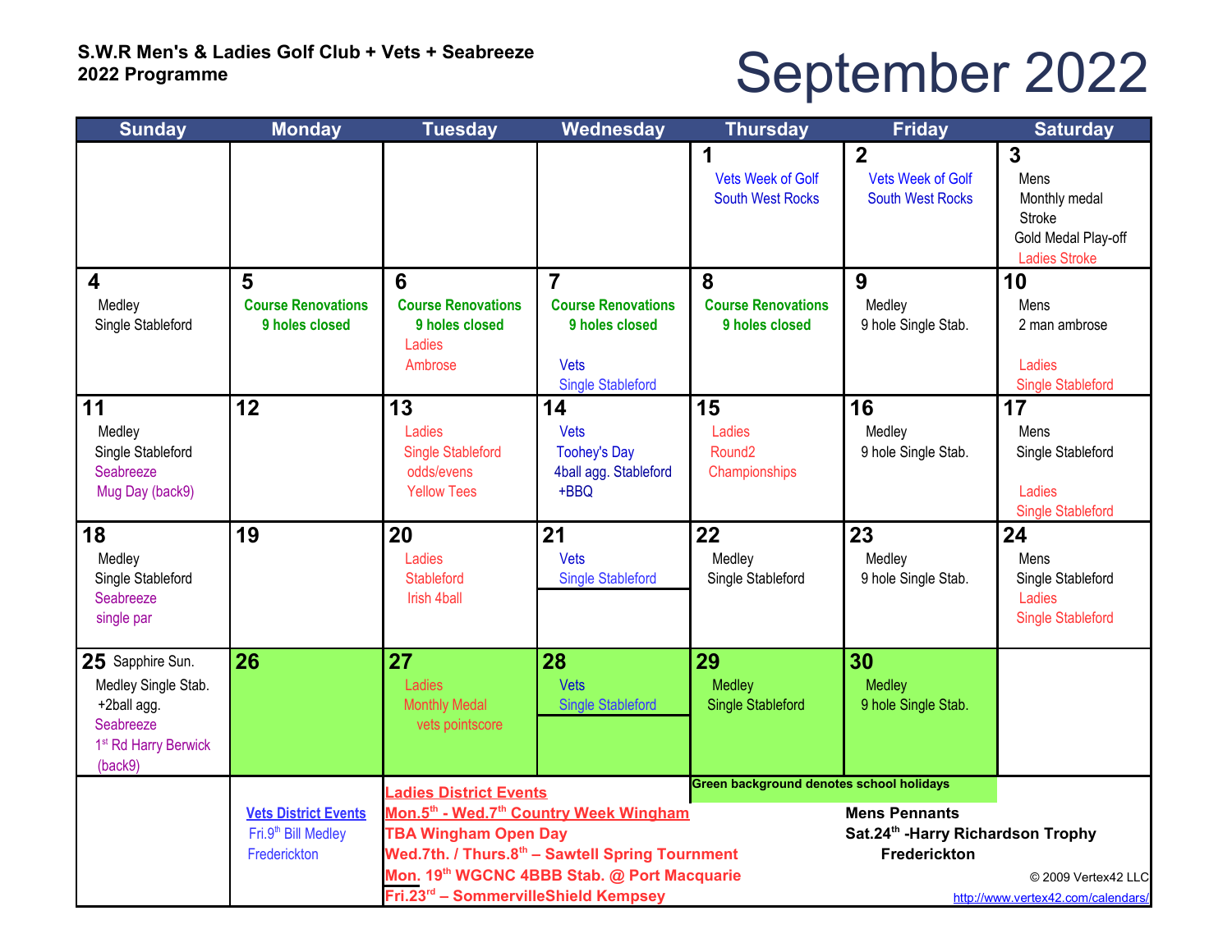**S.W.R Men's & Ladies Golf Club + Vets + Seabreeze**
**2022 Programme**

# September 2022

| Sunday | Monday | Tuesday | Wednesday | Thursday | Friday | Saturday |
|---|---|---|---|---|---|---|
| | | | | **1** Vets Week of Golf South West Rocks | **2** Vets Week of Golf South West Rocks | **3** Mens Monthly medal Stroke Gold Medal Play-off Ladies Stroke |
| **4** Medley Single Stableford | **5** Course Renovations 9 holes closed | **6** Course Renovations 9 holes closed Ladies Ambrose | **7** Course Renovations 9 holes closed Vets Single Stableford | **8** Course Renovations 9 holes closed | **9** Medley 9 hole Single Stab. | **10** Mens 2 man ambrose Ladies Single Stableford |
| **11** Medley Single Stableford Seabreeze Mug Day (back9) | **12** | **13** Ladies Single Stableford odds/evens Yellow Tees | **14** Vets Toohey's Day 4ball agg. Stableford +BBQ | **15** Ladies Round2 Championships | **16** Medley 9 hole Single Stab. | **17** Mens Single Stableford Ladies Single Stableford |
| **18** Medley Single Stableford Seabreeze single par | **19** | **20** Ladies Stableford Irish 4ball | **21** Vets Single Stableford | **22** Medley Single Stableford | **23** Medley 9 hole Single Stab. | **24** Mens Single Stableford Ladies Single Stableford |
| **25** Sapphire Sun. Medley Single Stab. +2ball agg. Seabreeze 1st Rd Harry Berwick (back9) | **26** | **27** Ladies Monthly Medal vets pointscore | **28** Vets Single Stableford | **29** Medley Single Stableford | **30** Medley 9 hole Single Stab. | |

**Green background denotes school holidays**

**Vets District Events**
Fri.9th Bill Medley
Frederickton

**Ladies District Events**
**Mon.5th - Wed.7th Country Week Wingham**
**TBA Wingham Open Day**
**Wed.7th. / Thurs.8th – Sawtell Spring Tournment**
**Mon. 19th WGCNC 4BBB Stab. @ Port Macquarie**
**Fri.23rd – SommervilleShield Kempsey**

**Mens Pennants**
**Sat.24th -Harry Richardson Trophy**
**Frederickton**

© 2009 Vertex42 LLC
http://www.vertex42.com/calendars/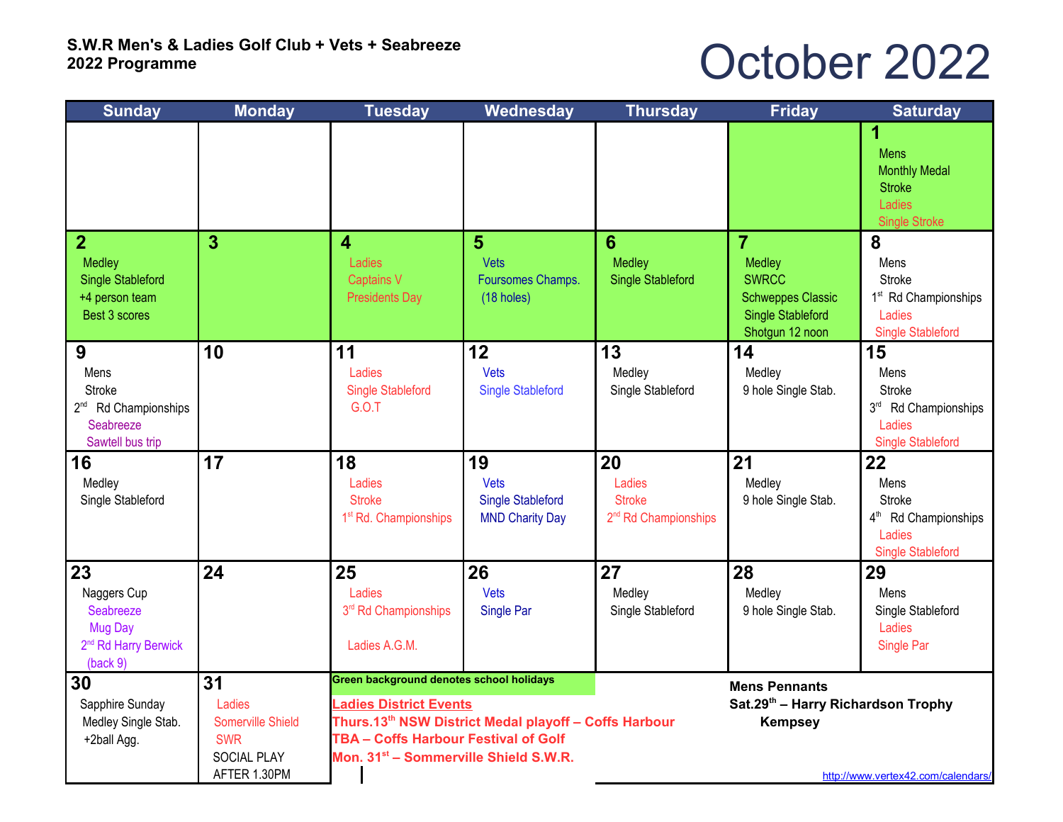**S.W.R Men's & Ladies Golf Club + Vets + Seabreeze**
**2022 Programme**

# October 2022

| Sunday | Monday | Tuesday | Wednesday | Thursday | Friday | Saturday |
|---|---|---|---|---|---|---|
| | | | | | | **1** Mens Monthly Medal Stroke Ladies Single Stroke |
| **2** Medley Single Stableford +4 person team Best 3 scores | **3** | **4** Ladies Captains V Presidents Day | **5** Vets Foursomes Champs. (18 holes) | **6** Medley Single Stableford | **7** Medley SWRCC Schweppes Classic Single Stableford Shotgun 12 noon | **8** Mens Stroke 1st Rd Championships Ladies Single Stableford |
| **9** Mens Stroke 2nd Rd Championships Seabreeze Sawtell bus trip | **10** | **11** Ladies Single Stableford G.O.T | **12** Vets Single Stableford | **13** Medley Single Stableford | **14** Medley 9 hole Single Stab. | **15** Mens Stroke 3rd Rd Championships Ladies Single Stableford |
| **16** Medley Single Stableford | **17** | **18** Ladies Stroke 1st Rd. Championships | **19** Vets Single Stableford MND Charity Day | **20** Ladies Stroke 2nd Rd Championships | **21** Medley 9 hole Single Stab. | **22** Mens Stroke 4th Rd Championships Ladies Single Stableford |
| **23** Naggers Cup Seabreeze Mug Day 2nd Rd Harry Berwick (back 9) | **24** | **25** Ladies 3rd Rd Championships Ladies A.G.M. | **26** Vets Single Par | **27** Medley Single Stableford | **28** Medley 9 hole Single Stab. | **29** Mens Single Stableford Ladies Single Par |
| **30** Sapphire Sunday Medley Single Stab. +2ball Agg. | **31** Ladies Somerville Shield SWR SOCIAL PLAY AFTER 1.30PM | | | | | |

**Green background denotes school holidays**

**Ladies District Events**
**Thurs.13th NSW District Medal playoff – Coffs Harbour**
**TBA – Coffs Harbour Festival of Golf**
**Mon. 31st – Sommerville Shield S.W.R.**

**Mens Pennants**
**Sat.29th – Harry Richardson Trophy Kempsey**

http://www.vertex42.com/calendars/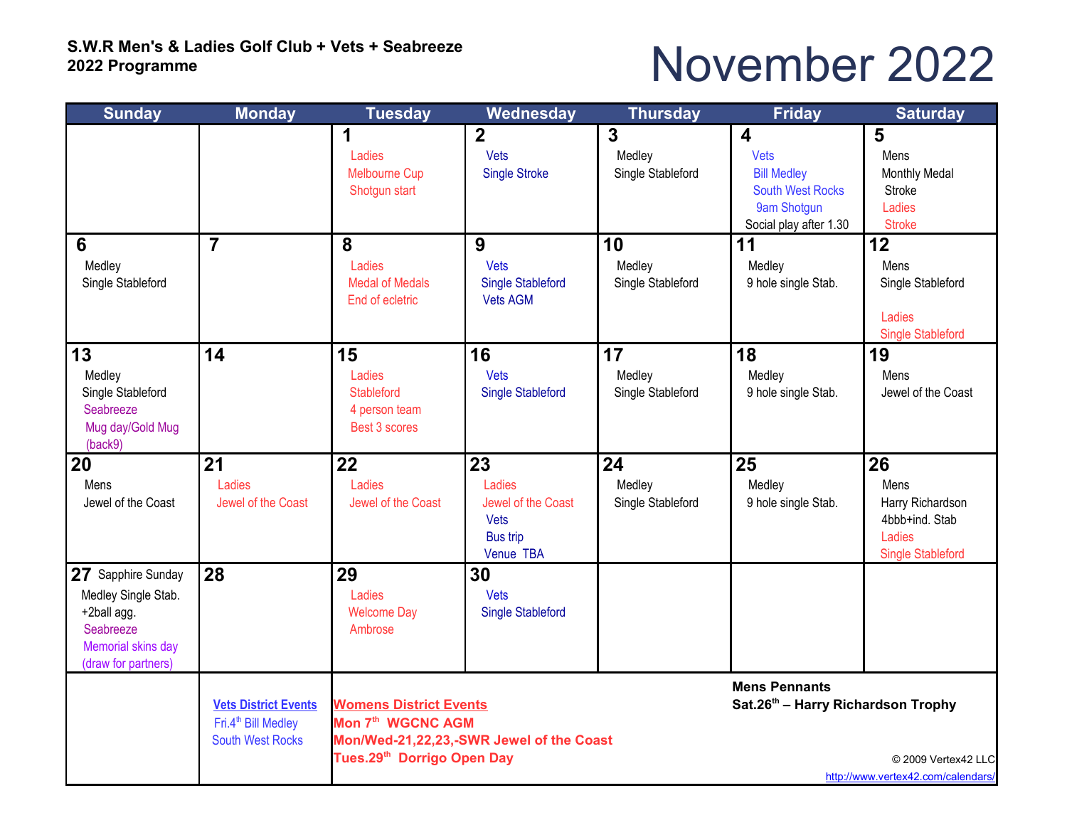**S.W.R Men's & Ladies Golf Club + Vets + Seabreeze**
**2022 Programme**

# November 2022

| Sunday | Monday | Tuesday | Wednesday | Thursday | Friday | Saturday |
|---|---|---|---|---|---|---|
| | | **1** Ladies Melbourne Cup Shotgun start | **2** Vets Single Stroke | **3** Medley Single Stableford | **4** Vets Bill Medley South West Rocks 9am Shotgun Social play after 1.30 | **5** Mens Monthly Medal Stroke Ladies Stroke |
| **6** Medley Single Stableford | **7** | **8** Ladies Medal of Medals End of ecletric | **9** Vets Single Stableford Vets AGM | **10** Medley Single Stableford | **11** Medley 9 hole single Stab. | **12** Mens Single Stableford Ladies Single Stableford |
| **13** Medley Single Stableford Seabreeze Mug day/Gold Mug (back9) | **14** | **15** Ladies Stableford 4 person team Best 3 scores | **16** Vets Single Stableford | **17** Medley Single Stableford | **18** Medley 9 hole single Stab. | **19** Mens Jewel of the Coast |
| **20** Mens Jewel of the Coast | **21** Ladies Jewel of the Coast | **22** Ladies Jewel of the Coast | **23** Ladies Jewel of the Coast Vets Bus trip Venue TBA | **24** Medley Single Stableford | **25** Medley 9 hole single Stab. | **26** Mens Harry Richardson 4bbb+ind. Stab Ladies Single Stableford |
| **27** Sapphire Sunday Medley Single Stab. +2ball agg. Seabreeze Memorial skins day (draw for partners) | **28** | **29** Ladies Welcome Day Ambrose | **30** Vets Single Stableford | | | |

**Vets District Events**
Fri.4th Bill Medley
South West Rocks

**Womens District Events**
**Mon 7th WGCNC AGM**
**Mon/Wed-21,22,23,-SWR Jewel of the Coast**
**Tues.29th Dorrigo Open Day**

**Mens Pennants**
**Sat.26th – Harry Richardson Trophy**

© 2009 Vertex42 LLC
http://www.vertex42.com/calendars/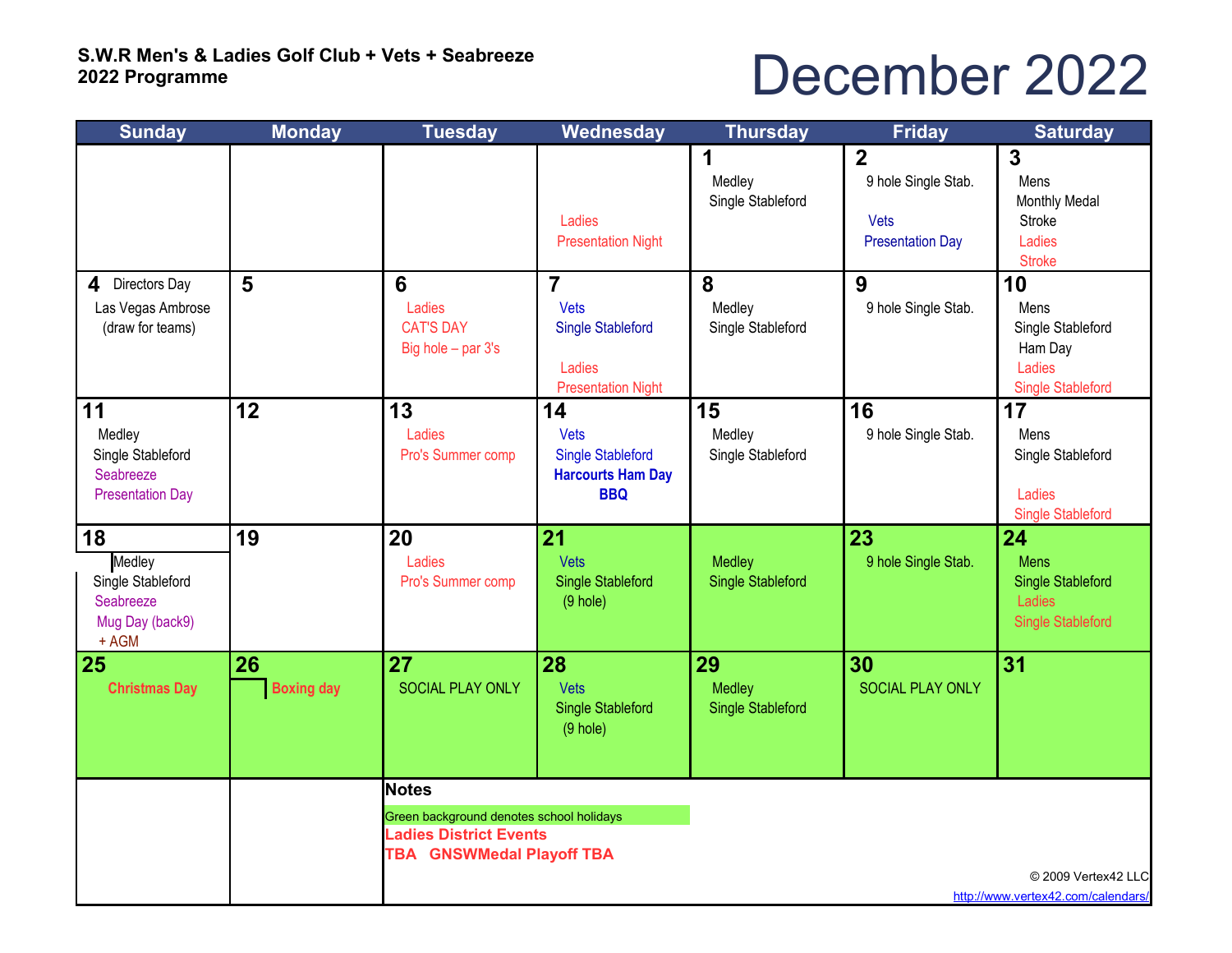**S.W.R Men's & Ladies Golf Club + Vets + Seabreeze**
**2022 Programme**

# December 2022

| Sunday | Monday | Tuesday | Wednesday | Thursday | Friday | Saturday |
|---|---|---|---|---|---|---|
| | | | Ladies Presentation Night | **1** Medley Single Stableford | **2** 9 hole Single Stab. Vets Presentation Day | **3** Mens Monthly Medal Stroke Ladies Stroke |
| **4** Directors Day Las Vegas Ambrose (draw for teams) | **5** | **6** Ladies CAT'S DAY Big hole – par 3's | **7** Vets Single Stableford Ladies Presentation Night | **8** Medley Single Stableford | **9** 9 hole Single Stab. | **10** Mens Single Stableford Ham Day Ladies Single Stableford |
| **11** Medley Single Stableford Seabreeze Presentation Day | **12** | **13** Ladies Pro's Summer comp | **14** Vets Single Stableford **Harcourts Ham Day BBQ** | **15** Medley Single Stableford | **16** 9 hole Single Stab. | **17** Mens Single Stableford Ladies Single Stableford |
| **18** Medley Single Stableford Seabreeze Mug Day (back9) + AGM | **19** | **20** Ladies Pro's Summer comp | **21** Vets Single Stableford (9 hole) | Medley Single Stableford | **23** 9 hole Single Stab. | **24** Mens Single Stableford Ladies Single Stableford |
| **25** **Christmas Day** | **26** **Boxing day** | **27** SOCIAL PLAY ONLY | **28** Vets Single Stableford (9 hole) | **29** Medley Single Stableford | **30** SOCIAL PLAY ONLY | **31** |

**Notes**

Green background denotes school holidays

**Ladies District Events**

**TBA GNSWMedal Playoff TBA**

© 2009 Vertex42 LLC
http://www.vertex42.com/calendars/